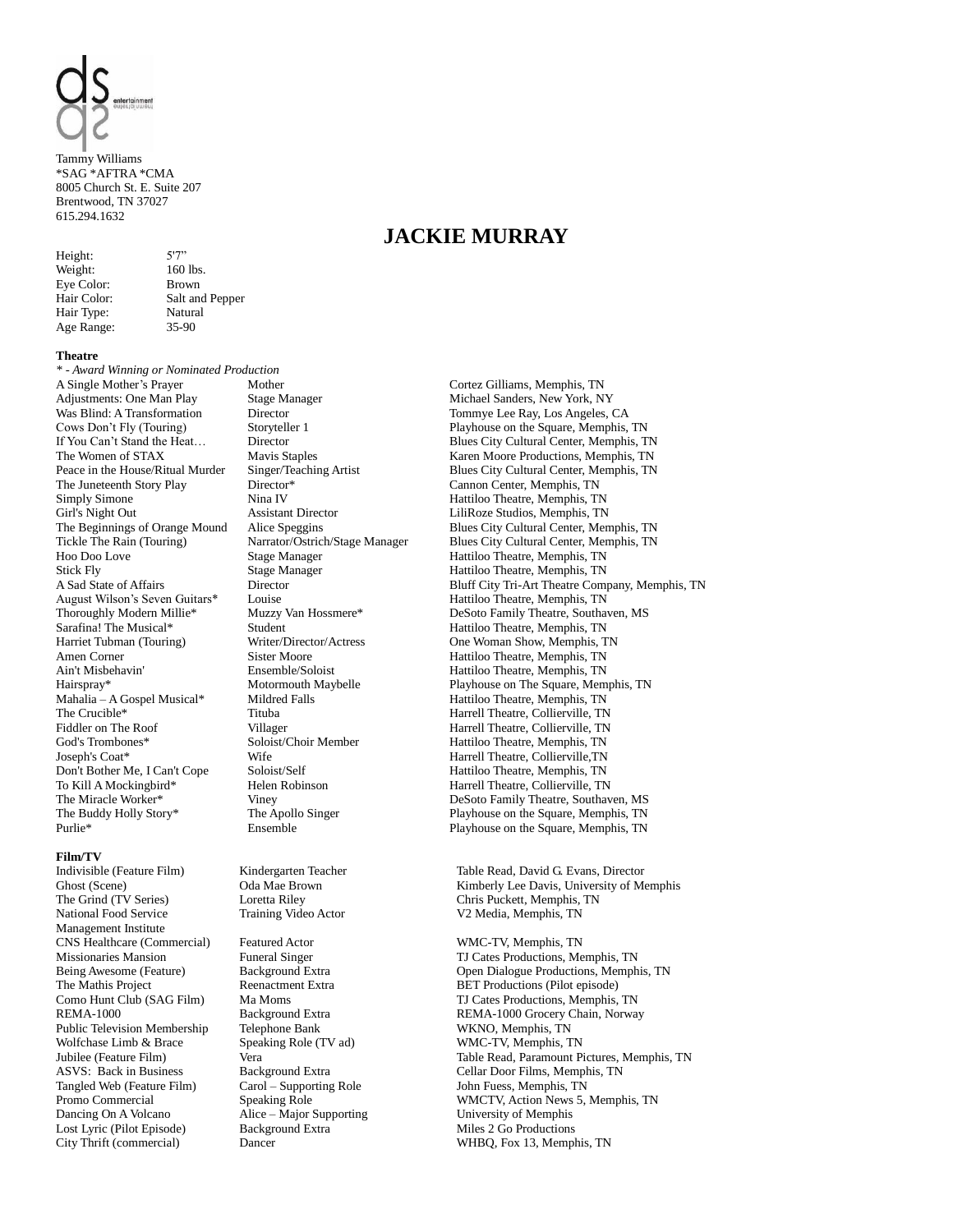Tammy Williams
*SAG *AFTRA *CMA
8005 Church St. E. Suite 207
Brentwood, TN 37027
615.294.1632

# JACKIE MURRAY

| | |
|---|---|
| Height: | 5'7" |
| Weight: | 160 lbs. |
| Eye Color: | Brown |
| Hair Color: | Salt and Pepper |
| Hair Type: | Natural |
| Age Range: | 35-90 |

**Theatre**

*\* - Award Winning or Nominated Production*

| | | |
|---|---|---|
| A Single Mother's Prayer | Mother | Cortez Gilliams, Memphis, TN |
| Adjustments: One Man Play | Stage Manager | Michael Sanders, New York, NY |
| Was Blind: A Transformation | Director | Tommye Lee Ray, Los Angeles, CA |
| Cows Don't Fly (Touring) | Storyteller 1 | Playhouse on the Square, Memphis, TN |
| If You Can't Stand the Heat… | Director | Blues City Cultural Center, Memphis, TN |
| The Women of STAX | Mavis Staples | Karen Moore Productions, Memphis, TN |
| Peace in the House/Ritual Murder | Singer/Teaching Artist | Blues City Cultural Center, Memphis, TN |
| The Juneteenth Story Play | Director* | Cannon Center, Memphis, TN |
| Simply Simone | Nina IV | Hattiloo Theatre, Memphis, TN |
| Girl's Night Out | Assistant Director | LiliRoze Studios, Memphis, TN |
| The Beginnings of Orange Mound | Alice Speggins | Blues City Cultural Center, Memphis, TN |
| Tickle The Rain (Touring) | Narrator/Ostrich/Stage Manager | Blues City Cultural Center, Memphis, TN |
| Hoo Doo Love | Stage Manager | Hattiloo Theatre, Memphis, TN |
| Stick Fly | Stage Manager | Hattiloo Theatre, Memphis, TN |
| A Sad State of Affairs | Director | Bluff City Tri-Art Theatre Company, Memphis, TN |
| August Wilson's Seven Guitars* | Louise | Hattiloo Theatre, Memphis, TN |
| Thoroughly Modern Millie* | Muzzy Van Hossmere* | DeSoto Family Theatre, Southaven, MS |
| Sarafina! The Musical* | Student | Hattiloo Theatre, Memphis, TN |
| Harriet Tubman (Touring) | Writer/Director/Actress | One Woman Show, Memphis, TN |
| Amen Corner | Sister Moore | Hattiloo Theatre, Memphis, TN |
| Ain't Misbehavin' | Ensemble/Soloist | Hattiloo Theatre, Memphis, TN |
| Hairspray* | Motormouth Maybelle | Playhouse on The Square, Memphis, TN |
| Mahalia – A Gospel Musical* | Mildred Falls | Hattiloo Theatre, Memphis, TN |
| The Crucible* | Tituba | Harrell Theatre, Collierville, TN |
| Fiddler on The Roof | Villager | Harrell Theatre, Collierville, TN |
| God's Trombones* | Soloist/Choir Member | Hattiloo Theatre, Memphis, TN |
| Joseph's Coat* | Wife | Harrell Theatre, Collierville,TN |
| Don't Bother Me, I Can't Cope | Soloist/Self | Hattiloo Theatre, Memphis, TN |
| To Kill A Mockingbird* | Helen Robinson | Harrell Theatre, Collierville, TN |
| The Miracle Worker* | Viney | DeSoto Family Theatre, Southaven, MS |
| The Buddy Holly Story* | The Apollo Singer | Playhouse on the Square, Memphis, TN |
| Purlie* | Ensemble | Playhouse on the Square, Memphis, TN |

**Film/TV**

| | | |
|---|---|---|
| Indivisible (Feature Film) | Kindergarten Teacher | Table Read, David G. Evans, Director |
| Ghost (Scene) | Oda Mae Brown | Kimberly Lee Davis, University of Memphis |
| The Grind (TV Series) | Loretta Riley | Chris Puckett, Memphis, TN |
| National Food Service Management Institute | Training Video Actor | V2 Media, Memphis, TN |
| CNS Healthcare (Commercial) | Featured Actor | WMC-TV, Memphis, TN |
| Missionaries Mansion | Funeral Singer | TJ Cates Productions, Memphis, TN |
| Being Awesome (Feature) | Background Extra | Open Dialogue Productions, Memphis, TN |
| The Mathis Project | Reenactment Extra | BET Productions (Pilot episode) |
| Como Hunt Club (SAG Film) | Ma Moms | TJ Cates Productions, Memphis, TN |
| REMA-1000 | Background Extra | REMA-1000 Grocery Chain, Norway |
| Public Television Membership | Telephone Bank | WKNO, Memphis, TN |
| Wolfchase Limb & Brace | Speaking Role (TV ad) | WMC-TV, Memphis, TN |
| Jubilee (Feature Film) | Vera | Table Read, Paramount Pictures, Memphis, TN |
| ASVS: Back in Business | Background Extra | Cellar Door Films, Memphis, TN |
| Tangled Web (Feature Film) | Carol – Supporting Role | John Fuess, Memphis, TN |
| Promo Commercial | Speaking Role | WMCTV, Action News 5, Memphis, TN |
| Dancing On A Volcano | Alice – Major Supporting | University of Memphis |
| Lost Lyric (Pilot Episode) | Background Extra | Miles 2 Go Productions |
| City Thrift (commercial) | Dancer | WHBQ, Fox 13, Memphis, TN |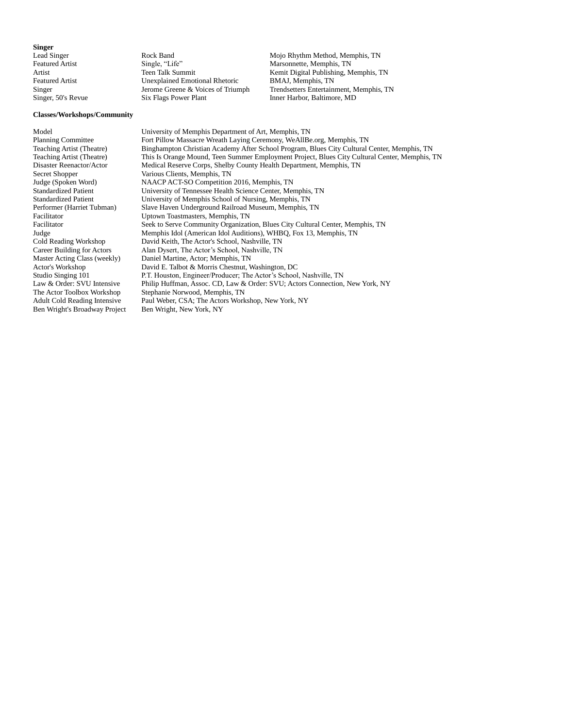**Singer**

| | | |
|---|---|---|
| Lead Singer | Rock Band | Mojo Rhythm Method, Memphis, TN |
| Featured Artist | Single, "Life" | Marsonnette, Memphis, TN |
| Artist | Teen Talk Summit | Kemit Digital Publishing, Memphis, TN |
| Featured Artist | Unexplained Emotional Rhetoric | BMAJ, Memphis, TN |
| Singer | Jerome Greene & Voices of Triumph | Trendsetters Entertainment, Memphis, TN |
| Singer, 50's Revue | Six Flags Power Plant | Inner Harbor, Baltimore, MD |

**Classes/Workshops/Community**

| | |
|---|---|
| Model | University of Memphis Department of Art, Memphis, TN |
| Planning Committee | Fort Pillow Massacre Wreath Laying Ceremony, WeAllBe.org, Memphis, TN |
| Teaching Artist (Theatre) | Binghampton Christian Academy After School Program, Blues City Cultural Center, Memphis, TN |
| Teaching Artist (Theatre) | This Is Orange Mound, Teen Summer Employment Project, Blues City Cultural Center, Memphis, TN |
| Disaster Reenactor/Actor | Medical Reserve Corps, Shelby County Health Department, Memphis, TN |
| Secret Shopper | Various Clients, Memphis, TN |
| Judge (Spoken Word) | NAACP ACT-SO Competition 2016, Memphis, TN |
| Standardized Patient | University of Tennessee Health Science Center, Memphis, TN |
| Standardized Patient | University of Memphis School of Nursing, Memphis, TN |
| Performer (Harriet Tubman) | Slave Haven Underground Railroad Museum, Memphis, TN |
| Facilitator | Uptown Toastmasters, Memphis, TN |
| Facilitator | Seek to Serve Community Organization, Blues City Cultural Center, Memphis, TN |
| Judge | Memphis Idol (American Idol Auditions), WHBQ, Fox 13, Memphis, TN |
| Cold Reading Workshop | David Keith, The Actor's School, Nashville, TN |
| Career Building for Actors | Alan Dysert, The Actor's School, Nashville, TN |
| Master Acting Class (weekly) | Daniel Martine, Actor; Memphis, TN |
| Actor's Workshop | David E. Talbot & Morris Chestnut, Washington, DC |
| Studio Singing 101 | P.T. Houston, Engineer/Producer; The Actor's School, Nashville, TN |
| Law & Order: SVU Intensive | Philip Huffman, Assoc. CD, Law & Order: SVU; Actors Connection, New York, NY |
| The Actor Toolbox Workshop | Stephanie Norwood, Memphis, TN |
| Adult Cold Reading Intensive | Paul Weber, CSA; The Actors Workshop, New York, NY |
| Ben Wright's Broadway Project | Ben Wright, New York, NY |